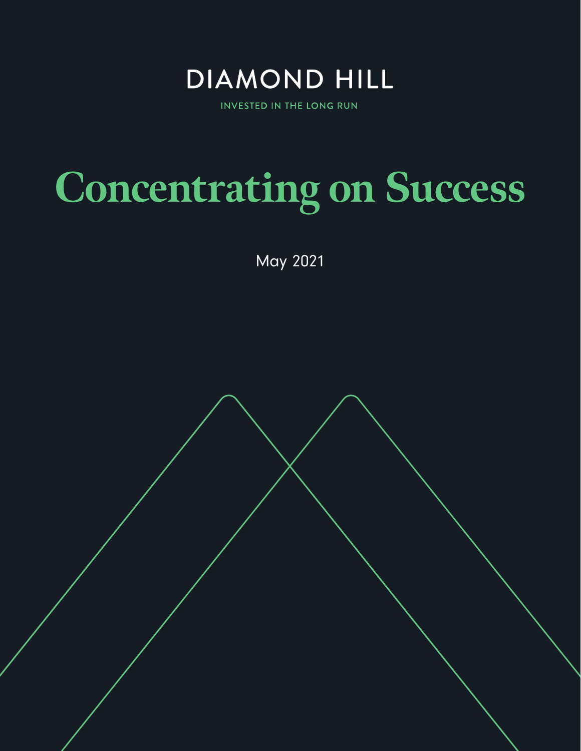DIAMOND HILL

INVESTED IN THE LONG RUN

# Concentrating on Success

May 2021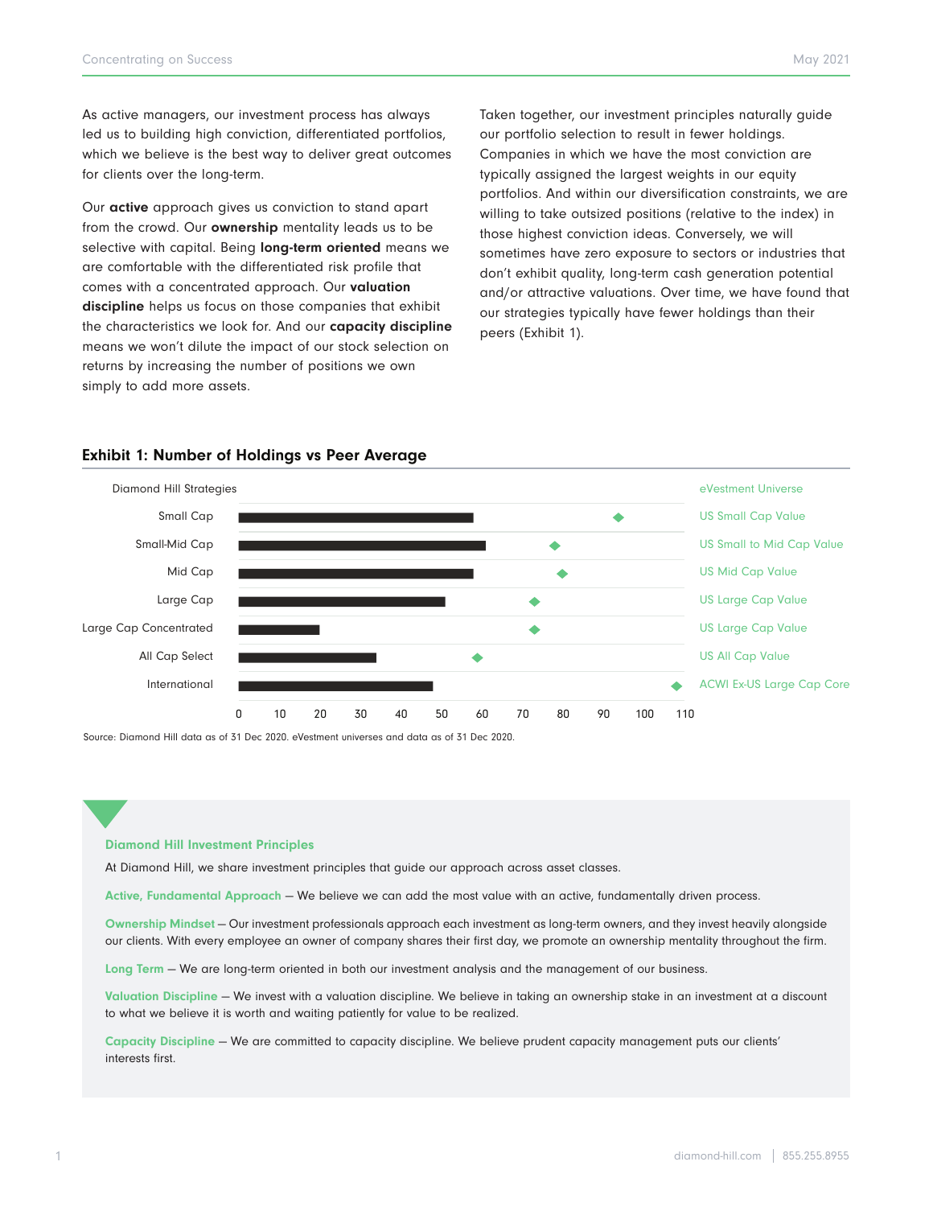As active managers, our investment process has always led us to building high conviction, differentiated portfolios, which we believe is the best way to deliver great outcomes for clients over the long-term.

Our **active** approach gives us conviction to stand apart from the crowd. Our **ownership** mentality leads us to be selective with capital. Being **long-term oriented** means we are comfortable with the differentiated risk profile that comes with a concentrated approach. Our **valuation discipline** helps us focus on those companies that exhibit the characteristics we look for. And our **capacity discipline** means we won't dilute the impact of our stock selection on returns by increasing the number of positions we own simply to add more assets.

Taken together, our investment principles naturally guide our portfolio selection to result in fewer holdings. Companies in which we have the most conviction are typically assigned the largest weights in our equity portfolios. And within our diversification constraints, we are willing to take outsized positions (relative to the index) in those highest conviction ideas. Conversely, we will sometimes have zero exposure to sectors or industries that don't exhibit quality, long-term cash generation potential and/or attractive valuations. Over time, we have found that our strategies typically have fewer holdings than their peers (Exhibit 1).

### Exhibit 1: Number of Holdings vs Peer Average

| Diamond Hill Strategies | Diamond Hill (approx.) | eVestment Universe | Peer Average (approx.) |
|---|---|---|---|
| Small Cap | 58 | US Small Cap Value | 94 |
| Small-Mid Cap | 61 | US Small to Mid Cap Value | 78 |
| Mid Cap | 58 | US Mid Cap Value | 80 |
| Large Cap | 51 | US Large Cap Value | 73 |
| Large Cap Concentrated | 20 | US Large Cap Value | 73 |
| All Cap Select | 34 | US All Cap Value | 59 |
| International | 48 | ACWI Ex-US Large Cap Core | 108 |

Source: Diamond Hill data as of 31 Dec 2020. eVestment universes and data as of 31 Dec 2020.

### Diamond Hill Investment Principles

At Diamond Hill, we share investment principles that guide our approach across asset classes.

**Active, Fundamental Approach** — We believe we can add the most value with an active, fundamentally driven process.

**Ownership Mindset** — Our investment professionals approach each investment as long-term owners, and they invest heavily alongside our clients. With every employee an owner of company shares their first day, we promote an ownership mentality throughout the firm.

**Long Term** — We are long-term oriented in both our investment analysis and the management of our business.

**Valuation Discipline** — We invest with a valuation discipline. We believe in taking an ownership stake in an investment at a discount to what we believe it is worth and waiting patiently for value to be realized.

**Capacity Discipline** — We are committed to capacity discipline. We believe prudent capacity management puts our clients' interests first.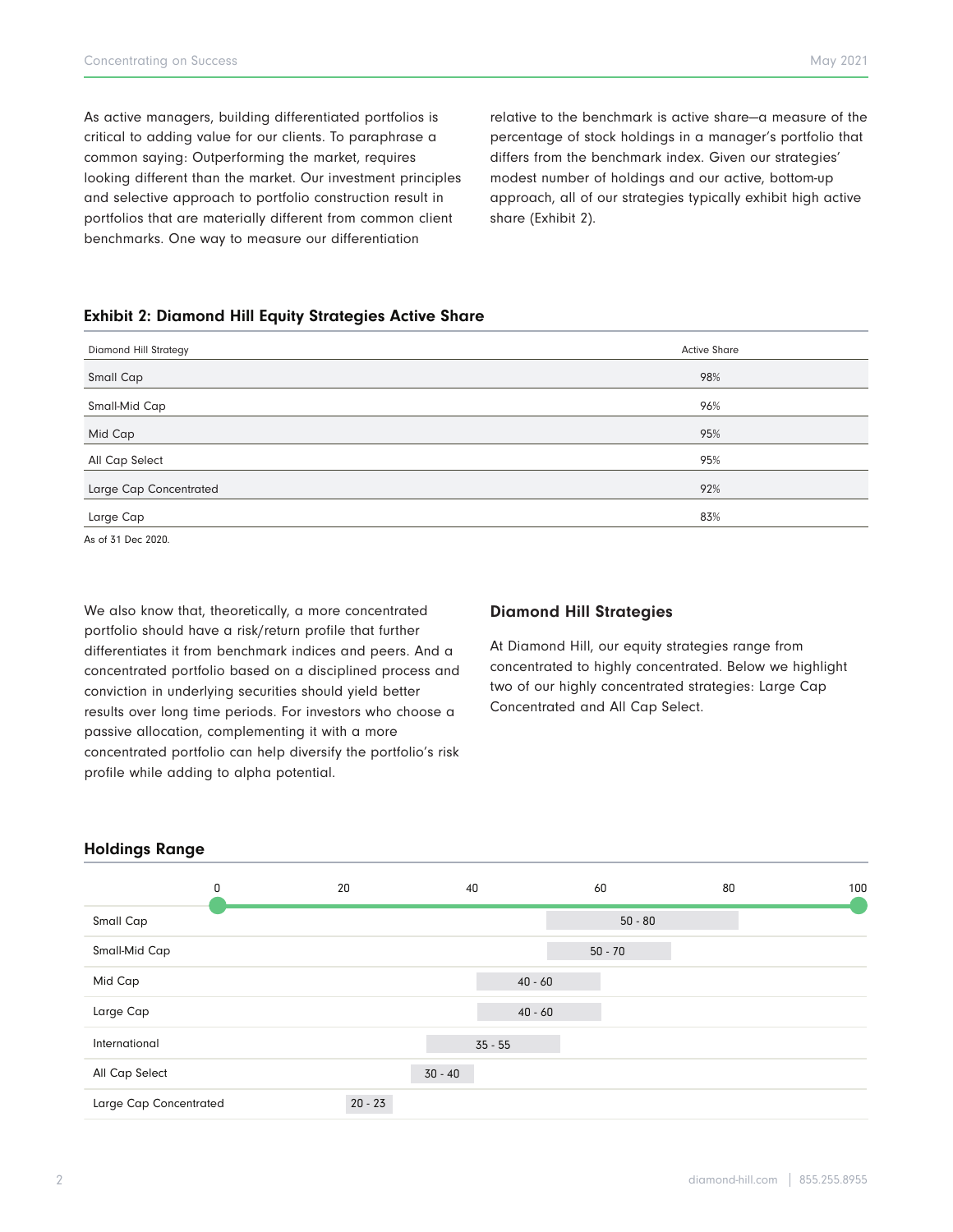As active managers, building differentiated portfolios is critical to adding value for our clients. To paraphrase a common saying: Outperforming the market, requires looking different than the market. Our investment principles and selective approach to portfolio construction result in portfolios that are materially different from common client benchmarks. One way to measure our differentiation relative to the benchmark is active share—a measure of the percentage of stock holdings in a manager's portfolio that differs from the benchmark index. Given our strategies' modest number of holdings and our active, bottom-up approach, all of our strategies typically exhibit high active share (Exhibit 2).

### Exhibit 2: Diamond Hill Equity Strategies Active Share

| Diamond Hill Strategy | Active Share |
|---|---|
| Small Cap | 98% |
| Small-Mid Cap | 96% |
| Mid Cap | 95% |
| All Cap Select | 95% |
| Large Cap Concentrated | 92% |
| Large Cap | 83% |

As of 31 Dec 2020.

We also know that, theoretically, a more concentrated portfolio should have a risk/return profile that further differentiates it from benchmark indices and peers. And a concentrated portfolio based on a disciplined process and conviction in underlying securities should yield better results over long time periods. For investors who choose a passive allocation, complementing it with a more concentrated portfolio can help diversify the portfolio's risk profile while adding to alpha potential.

### Diamond Hill Strategies

At Diamond Hill, our equity strategies range from concentrated to highly concentrated. Below we highlight two of our highly concentrated strategies: Large Cap Concentrated and All Cap Select.

### Holdings Range

| Strategy | Holdings Range |
|---|---|
| Small Cap | 50 - 80 |
| Small-Mid Cap | 50 - 70 |
| Mid Cap | 40 - 60 |
| Large Cap | 40 - 60 |
| International | 35 - 55 |
| All Cap Select | 30 - 40 |
| Large Cap Concentrated | 20 - 23 |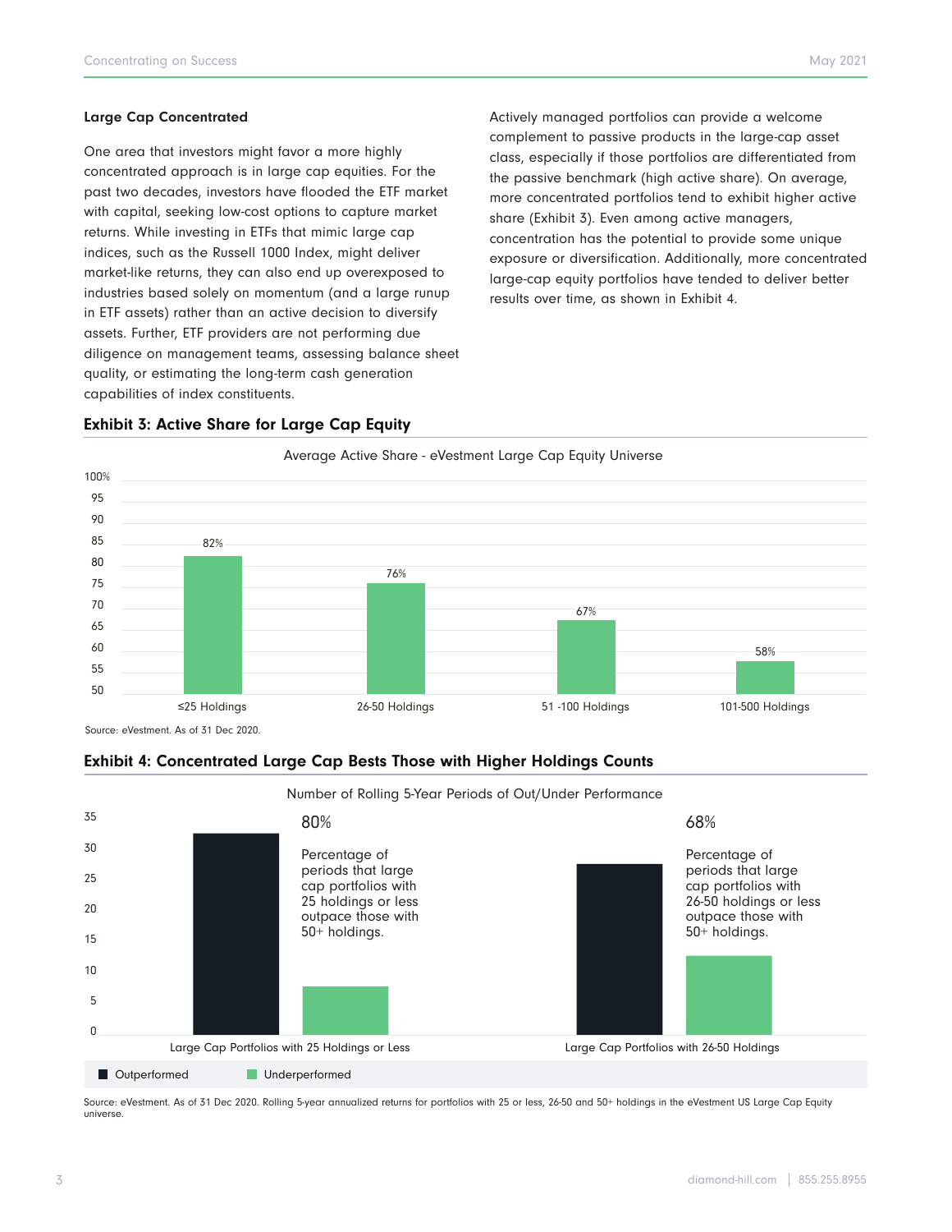### Large Cap Concentrated

One area that investors might favor a more highly concentrated approach is in large cap equities. For the past two decades, investors have flooded the ETF market with capital, seeking low-cost options to capture market returns. While investing in ETFs that mimic large cap indices, such as the Russell 1000 Index, might deliver market-like returns, they can also end up overexposed to industries based solely on momentum (and a large runup in ETF assets) rather than an active decision to diversify assets. Further, ETF providers are not performing due diligence on management teams, assessing balance sheet quality, or estimating the long-term cash generation capabilities of index constituents.

Actively managed portfolios can provide a welcome complement to passive products in the large-cap asset class, especially if those portfolios are differentiated from the passive benchmark (high active share). On average, more concentrated portfolios tend to exhibit higher active share (Exhibit 3). Even among active managers, concentration has the potential to provide some unique exposure or diversification. Additionally, more concentrated large-cap equity portfolios have tended to deliver better results over time, as shown in Exhibit 4.

### Exhibit 3: Active Share for Large Cap Equity

Average Active Share - eVestment Large Cap Equity Universe

| Holdings | Average Active Share |
|---|---|
| ≤25 Holdings | 82% |
| 26-50 Holdings | 76% |
| 51 -100 Holdings | 67% |
| 101-500 Holdings | 58% |

Source: eVestment. As of 31 Dec 2020.

### Exhibit 4: Concentrated Large Cap Bests Those with Higher Holdings Counts

Number of Rolling 5-Year Periods of Out/Under Performance

**80%** Percentage of periods that large cap portfolios with 25 holdings or less outpace those with 50+ holdings.

**68%** Percentage of periods that large cap portfolios with 26-50 holdings or less outpace those with 50+ holdings.

Large Cap Portfolios with 25 Holdings or Less | Large Cap Portfolios with 26-50 Holdings

Outperformed | Underperformed

Source: eVestment. As of 31 Dec 2020. Rolling 5-year annualized returns for portfolios with 25 or less, 26-50 and 50+ holdings in the eVestment US Large Cap Equity universe.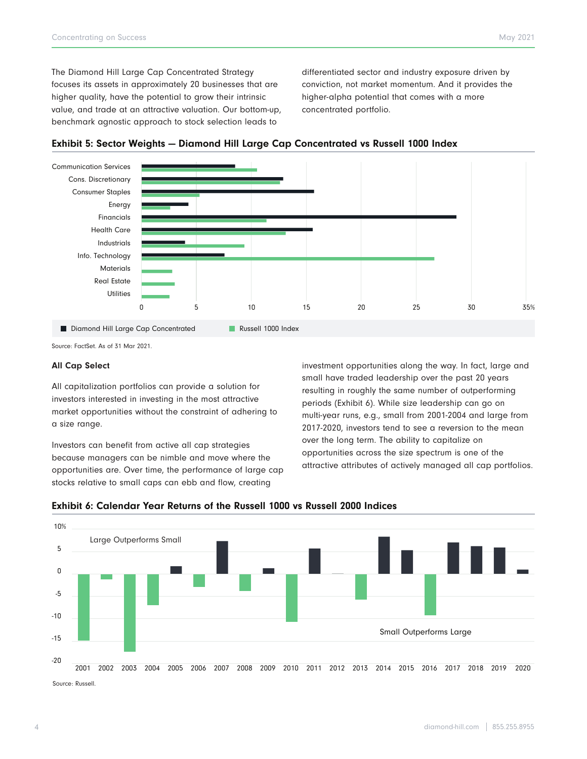The Diamond Hill Large Cap Concentrated Strategy focuses its assets in approximately 20 businesses that are higher quality, have the potential to grow their intrinsic value, and trade at an attractive valuation. Our bottom-up, benchmark agnostic approach to stock selection leads to differentiated sector and industry exposure driven by conviction, not market momentum. And it provides the higher-alpha potential that comes with a more concentrated portfolio.

**Exhibit 5: Sector Weights — Diamond Hill Large Cap Concentrated vs Russell 1000 Index**

Communication Services
Cons. Discretionary
Consumer Staples
Energy
Financials
Health Care
Industrials
Info. Technology
Materials
Real Estate
Utilities

0 5 10 15 20 25 30 35%

Diamond Hill Large Cap Concentrated    Russell 1000 Index

Source: FactSet. As of 31 Mar 2021.

### All Cap Select

All capitalization portfolios can provide a solution for investors interested in investing in the most attractive market opportunities without the constraint of adhering to a size range.

Investors can benefit from active all cap strategies because managers can be nimble and move where the opportunities are. Over time, the performance of large cap stocks relative to small caps can ebb and flow, creating investment opportunities along the way. In fact, large and small have traded leadership over the past 20 years resulting in roughly the same number of outperforming periods (Exhibit 6). While size leadership can go on multi-year runs, e.g., small from 2001-2004 and large from 2017-2020, investors tend to see a reversion to the mean over the long term. The ability to capitalize on opportunities across the size spectrum is one of the attractive attributes of actively managed all cap portfolios.

**Exhibit 6: Calendar Year Returns of the Russell 1000 vs Russell 2000 Indices**

Large Outperforms Small

Small Outperforms Large

10% 5 0 -5 -10 -15 -20

2001 2002 2003 2004 2005 2006 2007 2008 2009 2010 2011 2012 2013 2014 2015 2016 2017 2018 2019 2020

Source: Russell.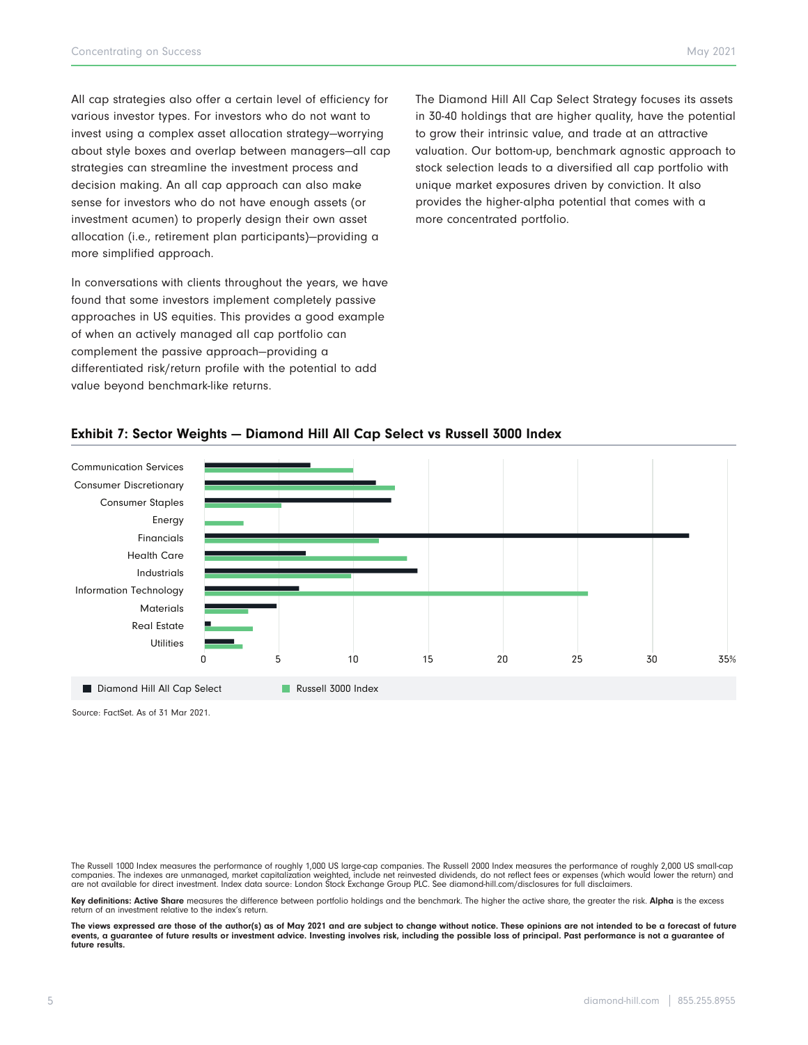All cap strategies also offer a certain level of efficiency for various investor types. For investors who do not want to invest using a complex asset allocation strategy—worrying about style boxes and overlap between managers—all cap strategies can streamline the investment process and decision making. An all cap approach can also make sense for investors who do not have enough assets (or investment acumen) to properly design their own asset allocation (i.e., retirement plan participants)—providing a more simplified approach.

In conversations with clients throughout the years, we have found that some investors implement completely passive approaches in US equities. This provides a good example of when an actively managed all cap portfolio can complement the passive approach—providing a differentiated risk/return profile with the potential to add value beyond benchmark-like returns.

The Diamond Hill All Cap Select Strategy focuses its assets in 30-40 holdings that are higher quality, have the potential to grow their intrinsic value, and trade at an attractive valuation. Our bottom-up, benchmark agnostic approach to stock selection leads to a diversified all cap portfolio with unique market exposures driven by conviction. It also provides the higher-alpha potential that comes with a more concentrated portfolio.

### Exhibit 7: Sector Weights — Diamond Hill All Cap Select vs Russell 3000 Index

Communication Services
Consumer Discretionary
Consumer Staples
Energy
Financials
Health Care
Industrials
Information Technology
Materials
Real Estate
Utilities

0 5 10 15 20 25 30 35%

Diamond Hill All Cap Select
Russell 3000 Index

Source: FactSet. As of 31 Mar 2021.

The Russell 1000 Index measures the performance of roughly 1,000 US large-cap companies. The Russell 2000 Index measures the performance of roughly 2,000 US small-cap companies. The indexes are unmanaged, market capitalization weighted, include net reinvested dividends, do not reflect fees or expenses (which would lower the return) and are not available for direct investment. Index data source: London Stock Exchange Group PLC. See diamond-hill.com/disclosures for full disclaimers.

**Key definitions: Active Share** measures the difference between portfolio holdings and the benchmark. The higher the active share, the greater the risk. **Alpha** is the excess return of an investment relative to the index's return.

**The views expressed are those of the author(s) as of May 2021 and are subject to change without notice. These opinions are not intended to be a forecast of future events, a guarantee of future results or investment advice. Investing involves risk, including the possible loss of principal. Past performance is not a guarantee of future results.**